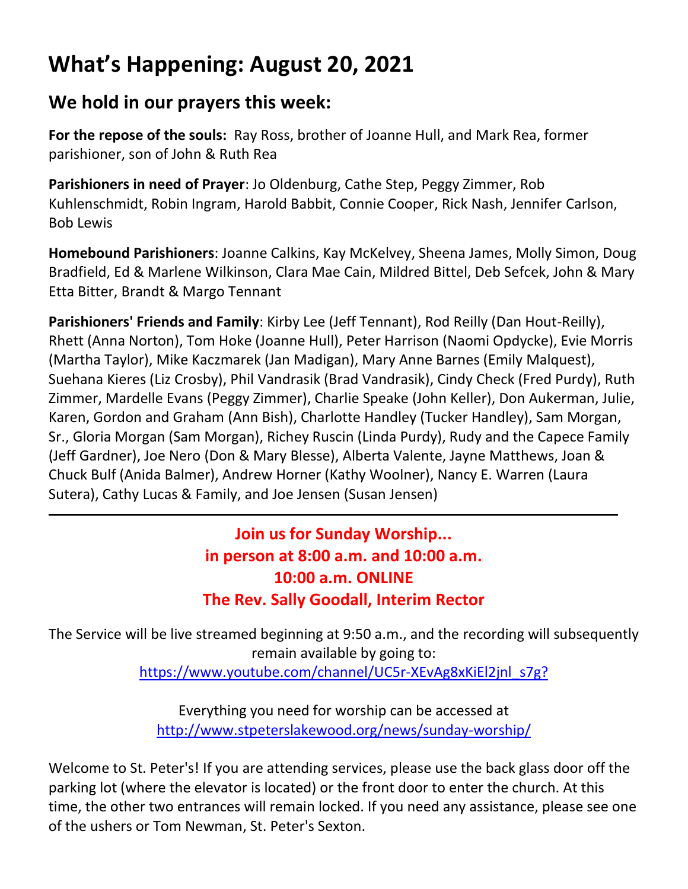# What's Happening: August 20, 2021

## We hold in our prayers this week:

**For the repose of the souls:** Ray Ross, brother of Joanne Hull, and Mark Rea, former parishioner, son of John & Ruth Rea

**Parishioners in need of Prayer**: Jo Oldenburg, Cathe Step, Peggy Zimmer, Rob Kuhlenschmidt, Robin Ingram, Harold Babbit, Connie Cooper, Rick Nash, Jennifer Carlson, Bob Lewis

**Homebound Parishioners**: Joanne Calkins, Kay McKelvey, Sheena James, Molly Simon, Doug Bradfield, Ed & Marlene Wilkinson, Clara Mae Cain, Mildred Bittel, Deb Sefcek, John & Mary Etta Bitter, Brandt & Margo Tennant

**Parishioners' Friends and Family**: Kirby Lee (Jeff Tennant), Rod Reilly (Dan Hout-Reilly), Rhett (Anna Norton), Tom Hoke (Joanne Hull), Peter Harrison (Naomi Opdycke), Evie Morris (Martha Taylor), Mike Kaczmarek (Jan Madigan), Mary Anne Barnes (Emily Malquest), Suehana Kieres (Liz Crosby), Phil Vandrasik (Brad Vandrasik), Cindy Check (Fred Purdy), Ruth Zimmer, Mardelle Evans (Peggy Zimmer), Charlie Speake (John Keller), Don Aukerman, Julie, Karen, Gordon and Graham (Ann Bish), Charlotte Handley (Tucker Handley), Sam Morgan, Sr., Gloria Morgan (Sam Morgan), Richey Ruscin (Linda Purdy), Rudy and the Capece Family (Jeff Gardner), Joe Nero (Don & Mary Blesse), Alberta Valente, Jayne Matthews, Joan & Chuck Bulf (Anida Balmer), Andrew Horner (Kathy Woolner), Nancy E. Warren (Laura Sutera), Cathy Lucas & Family, and Joe Jensen (Susan Jensen)

---

**Join us for Sunday Worship...**
**in person at 8:00 a.m. and 10:00 a.m.**
**10:00 a.m. ONLINE**
**The Rev. Sally Goodall, Interim Rector**

The Service will be live streamed beginning at 9:50 a.m., and the recording will subsequently remain available by going to:
https://www.youtube.com/channel/UC5r-XEvAg8xKiEl2jnl_s7g?

Everything you need for worship can be accessed at
http://www.stpeterslakewood.org/news/sunday-worship/

Welcome to St. Peter's! If you are attending services, please use the back glass door off the parking lot (where the elevator is located) or the front door to enter the church. At this time, the other two entrances will remain locked. If you need any assistance, please see one of the ushers or Tom Newman, St. Peter's Sexton.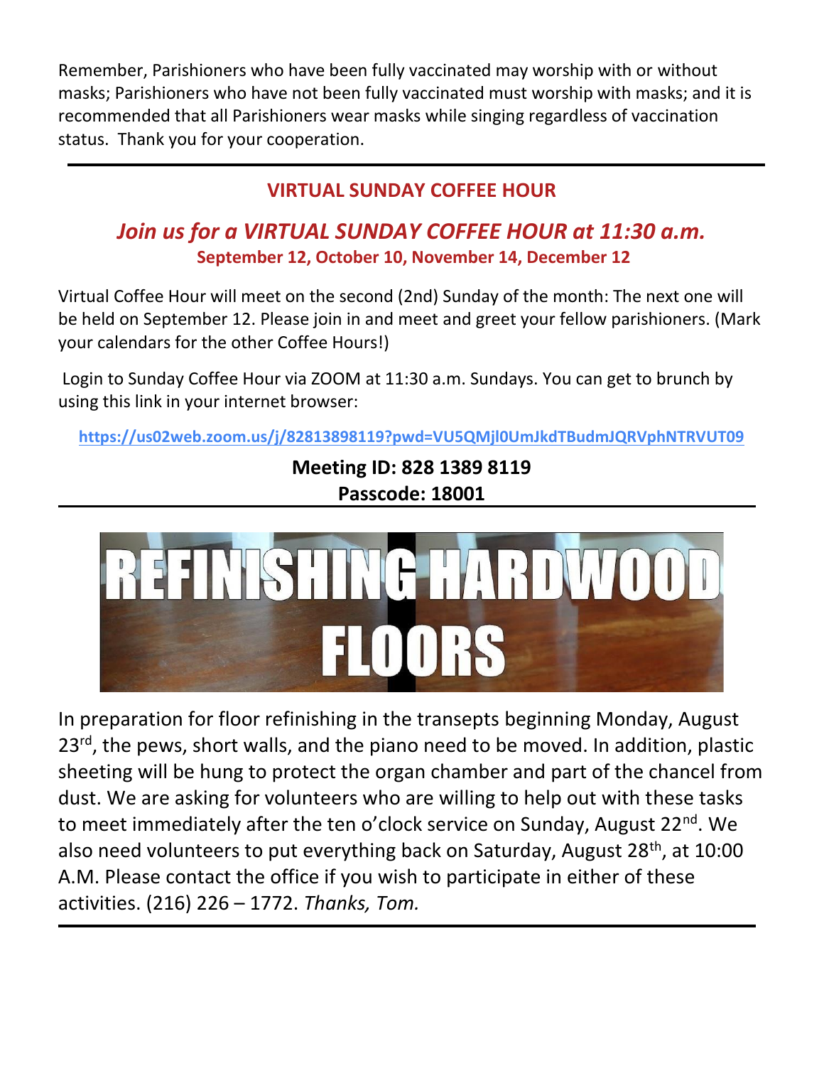Remember, Parishioners who have been fully vaccinated may worship with or without masks; Parishioners who have not been fully vaccinated must worship with masks; and it is recommended that all Parishioners wear masks while singing regardless of vaccination status. Thank you for your cooperation.

---

## VIRTUAL SUNDAY COFFEE HOUR

### *Join us for a VIRTUAL SUNDAY COFFEE HOUR at 11:30 a.m.*

**September 12, October 10, November 14, December 12**

Virtual Coffee Hour will meet on the second (2nd) Sunday of the month: The next one will be held on September 12. Please join in and meet and greet your fellow parishioners. (Mark your calendars for the other Coffee Hours!)

Login to Sunday Coffee Hour via ZOOM at 11:30 a.m. Sundays. You can get to brunch by using this link in your internet browser:

**https://us02web.zoom.us/j/82813898119?pwd=VU5QMjl0UmJkdTBudmJQRVphNTRVUT09**

**Meeting ID: 828 1389 8119**
**Passcode: 18001**

---

## REFINISHING HARDWOOD FLOORS

In preparation for floor refinishing in the transepts beginning Monday, August 23rd, the pews, short walls, and the piano need to be moved. In addition, plastic sheeting will be hung to protect the organ chamber and part of the chancel from dust. We are asking for volunteers who are willing to help out with these tasks to meet immediately after the ten o'clock service on Sunday, August 22nd. We also need volunteers to put everything back on Saturday, August 28th, at 10:00 A.M. Please contact the office if you wish to participate in either of these activities. (216) 226 – 1772. *Thanks, Tom.*

---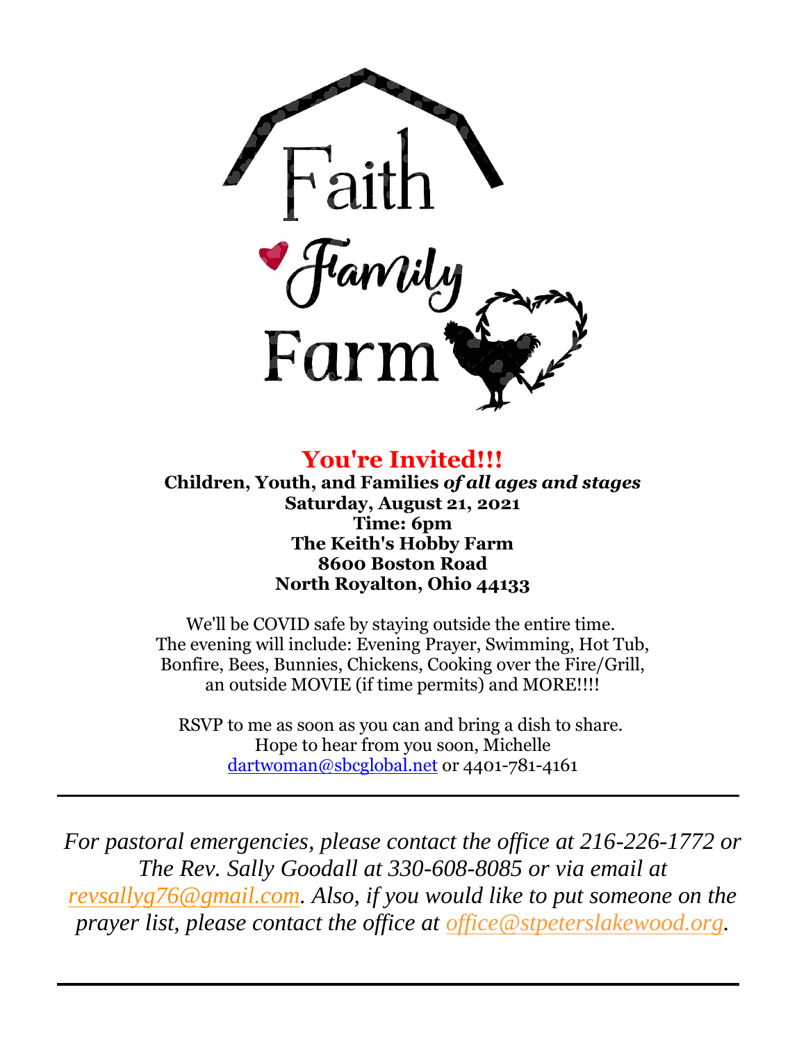# Faith Family Farm

## You're Invited!!!

**Children, Youth, and Families *of all ages and stages***
**Saturday, August 21, 2021**
**Time: 6pm**
**The Keith's Hobby Farm**
**8600 Boston Road**
**North Royalton, Ohio 44133**

We'll be COVID safe by staying outside the entire time.
The evening will include: Evening Prayer, Swimming, Hot Tub, Bonfire, Bees, Bunnies, Chickens, Cooking over the Fire/Grill, an outside MOVIE (if time permits) and MORE!!!!

RSVP to me as soon as you can and bring a dish to share.
Hope to hear from you soon, Michelle
dartwoman@sbcglobal.net or 4401-781-4161

---

*For pastoral emergencies, please contact the office at 216-226-1772 or The Rev. Sally Goodall at 330-608-8085 or via email at revsallyg76@gmail.com. Also, if you would like to put someone on the prayer list, please contact the office at office@stpeterslakewood.org.*

---